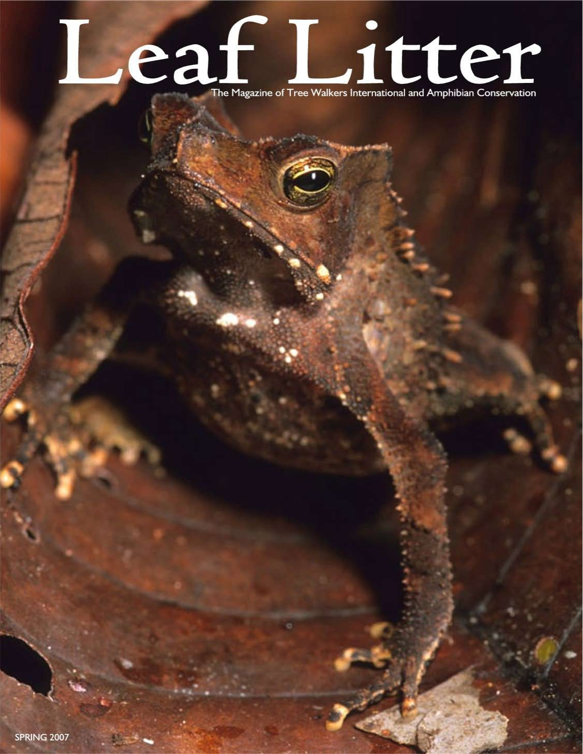# Leaf Litter

The Magazine of Tree Walkers International and Amphibian Conservation

SPRING 2007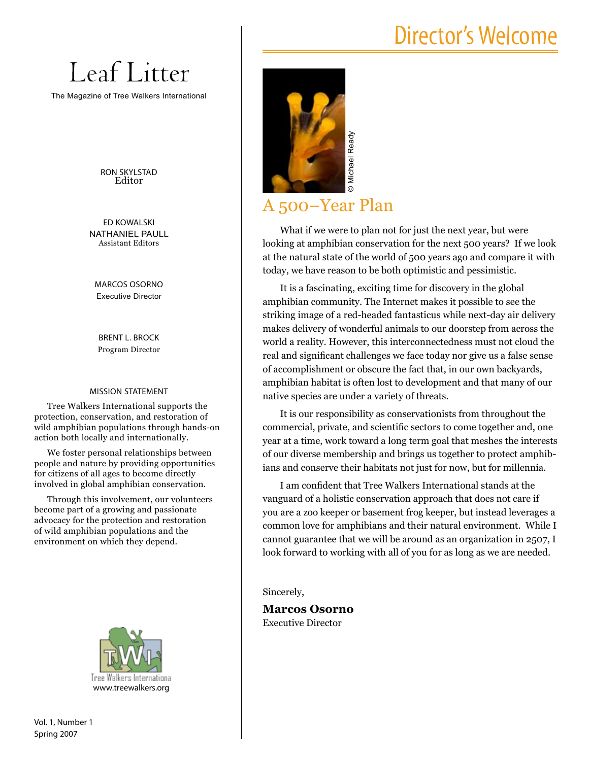# Leaf Litter

The Magazine of Tree Walkers International

RON SKYLSTAD
Editor

ED KOWALSKI
NATHANIEL PAULL
Assistant Editors

MARCOS OSORNO
Executive Director

BRENT L. BROCK
Program Director

MISSION STATEMENT

Tree Walkers International supports the protection, conservation, and restoration of wild amphibian populations through hands-on action both locally and internationally.

We foster personal relationships between people and nature by providing opportunities for citizens of all ages to become directly involved in global amphibian conservation.

Through this involvement, our volunteers become part of a growing and passionate advocacy for the protection and restoration of wild amphibian populations and the environment on which they depend.

Tree Walkers International
www.treewalkers.org

Vol. 1, Number 1
Spring 2007

# Director's Welcome

© Michael Ready

## A 500–Year Plan

What if we were to plan not for just the next year, but were looking at amphibian conservation for the next 500 years? If we look at the natural state of the world of 500 years ago and compare it with today, we have reason to be both optimistic and pessimistic.

It is a fascinating, exciting time for discovery in the global amphibian community. The Internet makes it possible to see the striking image of a red-headed fantasticus while next-day air delivery makes delivery of wonderful animals to our doorstep from across the world a reality. However, this interconnectedness must not cloud the real and significant challenges we face today nor give us a false sense of accomplishment or obscure the fact that, in our own backyards, amphibian habitat is often lost to development and that many of our native species are under a variety of threats.

It is our responsibility as conservationists from throughout the commercial, private, and scientific sectors to come together and, one year at a time, work toward a long term goal that meshes the interests of our diverse membership and brings us together to protect amphibians and conserve their habitats not just for now, but for millennia.

I am confident that Tree Walkers International stands at the vanguard of a holistic conservation approach that does not care if you are a zoo keeper or basement frog keeper, but instead leverages a common love for amphibians and their natural environment. While I cannot guarantee that we will be around as an organization in 2507, I look forward to working with all of you for as long as we are needed.

Sincerely,

**Marcos Osorno**
Executive Director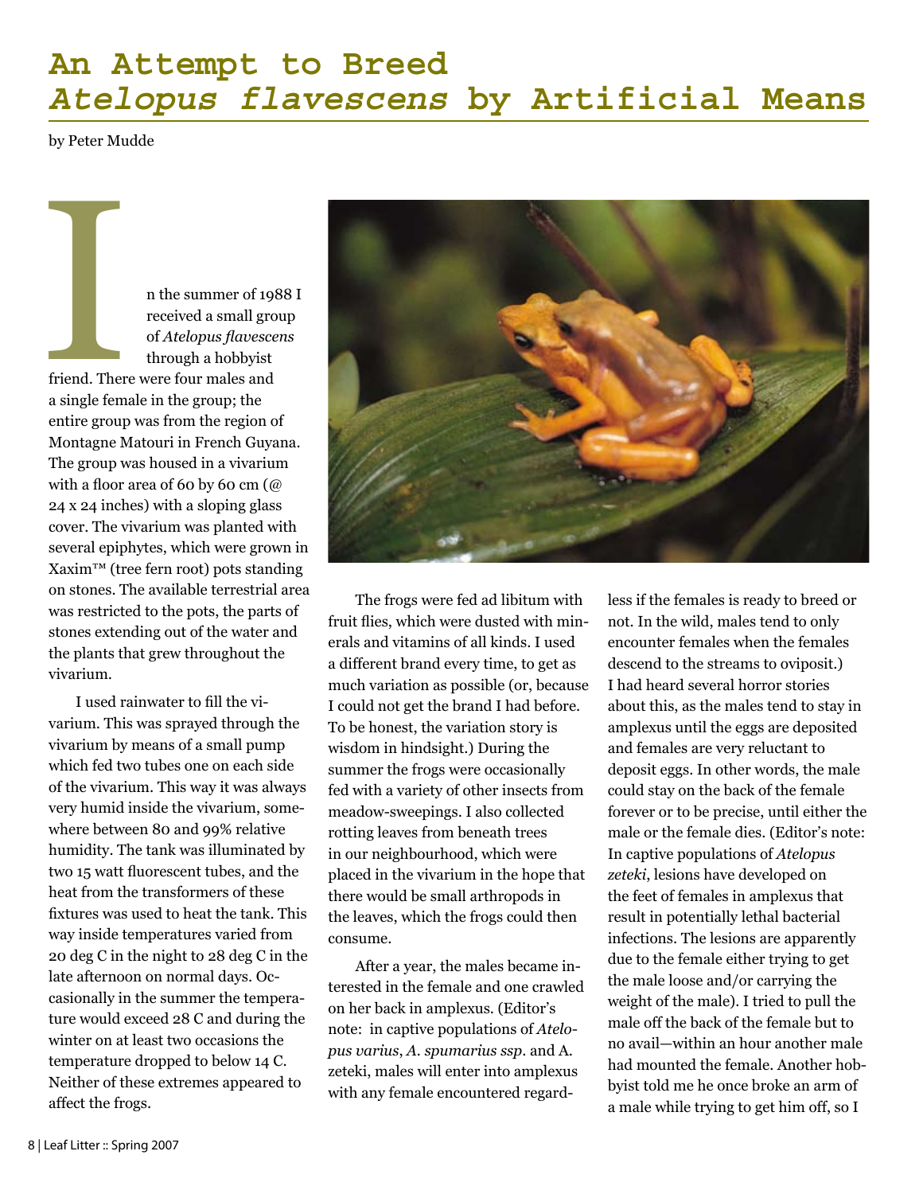# An Attempt to Breed *Atelopus flavescens* by Artificial Means

by Peter Mudde

In the summer of 1988 I received a small group of *Atelopus flavescens* through a hobbyist friend. There were four males and a single female in the group; the entire group was from the region of Montagne Matouri in French Guyana. The group was housed in a vivarium with a floor area of 60 by 60 cm (@ 24 x 24 inches) with a sloping glass cover. The vivarium was planted with several epiphytes, which were grown in Xaxim™ (tree fern root) pots standing on stones. The available terrestrial area was restricted to the pots, the parts of stones extending out of the water and the plants that grew throughout the vivarium.

I used rainwater to fill the vivarium. This was sprayed through the vivarium by means of a small pump which fed two tubes one on each side of the vivarium. This way it was always very humid inside the vivarium, somewhere between 80 and 99% relative humidity. The tank was illuminated by two 15 watt fluorescent tubes, and the heat from the transformers of these fixtures was used to heat the tank. This way inside temperatures varied from 20 deg C in the night to 28 deg C in the late afternoon on normal days. Occasionally in the summer the temperature would exceed 28 C and during the winter on at least two occasions the temperature dropped to below 14 C. Neither of these extremes appeared to affect the frogs.

The frogs were fed ad libitum with fruit flies, which were dusted with minerals and vitamins of all kinds. I used a different brand every time, to get as much variation as possible (or, because I could not get the brand I had before. To be honest, the variation story is wisdom in hindsight.) During the summer the frogs were occasionally fed with a variety of other insects from meadow-sweepings. I also collected rotting leaves from beneath trees in our neighbourhood, which were placed in the vivarium in the hope that there would be small arthropods in the leaves, which the frogs could then consume.

After a year, the males became interested in the female and one crawled on her back in amplexus. (Editor's note: in captive populations of *Atelopus varius*, *A. spumarius ssp.* and A. zeteki, males will enter into amplexus with any female encountered regardless if the females is ready to breed or not. In the wild, males tend to only encounter females when the females descend to the streams to oviposit.) I had heard several horror stories about this, as the males tend to stay in amplexus until the eggs are deposited and females are very reluctant to deposit eggs. In other words, the male could stay on the back of the female forever or to be precise, until either the male or the female dies. (Editor's note: In captive populations of *Atelopus zeteki*, lesions have developed on the feet of females in amplexus that result in potentially lethal bacterial infections. The lesions are apparently due to the female either trying to get the male loose and/or carrying the weight of the male). I tried to pull the male off the back of the female but to no avail—within an hour another male had mounted the female. Another hobbyist told me he once broke an arm of a male while trying to get him off, so I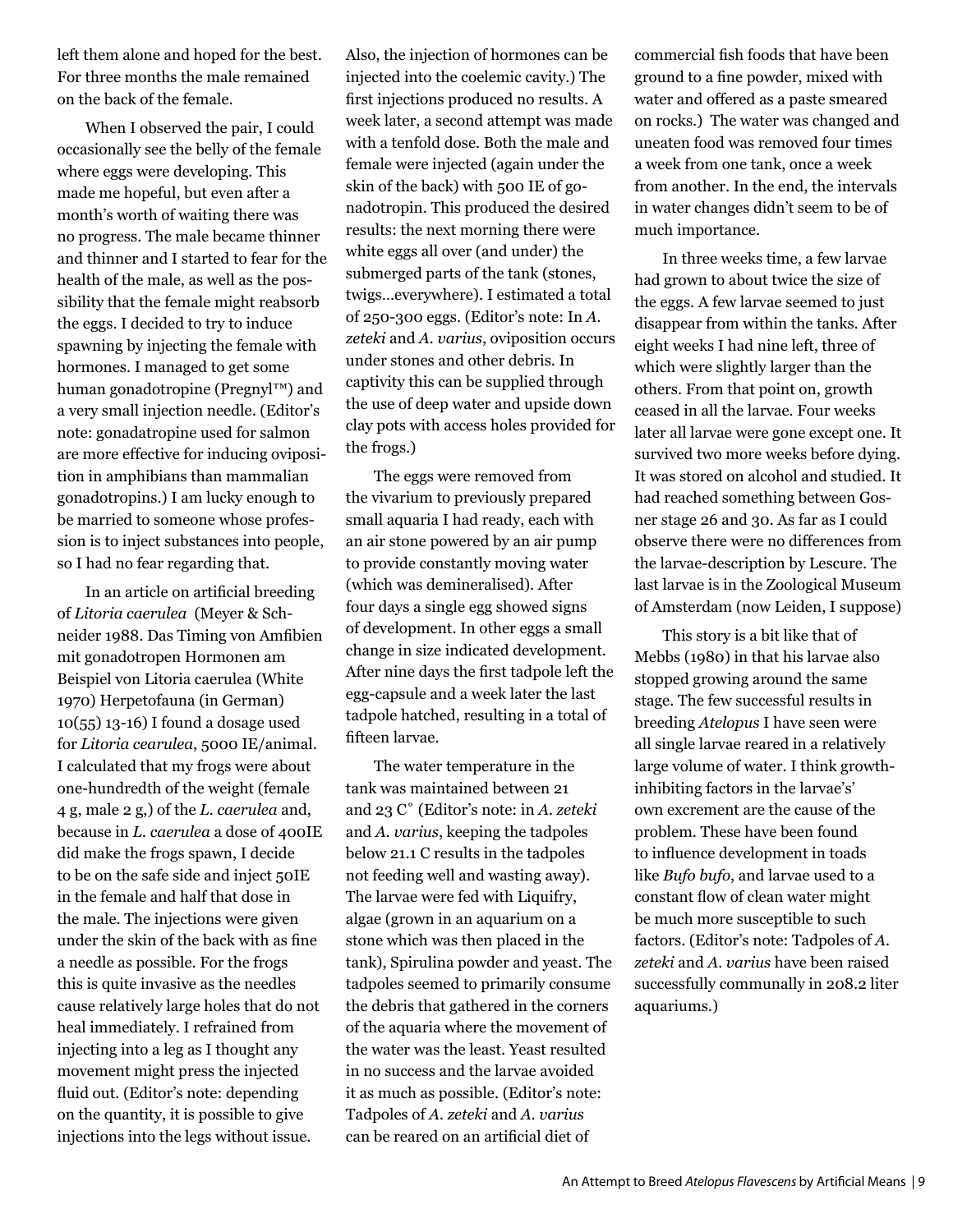left them alone and hoped for the best. For three months the male remained on the back of the female.

When I observed the pair, I could occasionally see the belly of the female where eggs were developing. This made me hopeful, but even after a month's worth of waiting there was no progress. The male became thinner and thinner and I started to fear for the health of the male, as well as the possibility that the female might reabsorb the eggs. I decided to try to induce spawning by injecting the female with hormones. I managed to get some human gonadotropine (Pregnyl™) and a very small injection needle. (Editor's note: gonadatropine used for salmon are more effective for inducing oviposition in amphibians than mammalian gonadotropins.) I am lucky enough to be married to someone whose profession is to inject substances into people, so I had no fear regarding that.

In an article on artificial breeding of *Litoria caerulea* (Meyer & Schneider 1988. Das Timing von Amfibien mit gonadotropen Hormonen am Beispiel von Litoria caerulea (White 1970) Herpetofauna (in German) 10(55) 13-16) I found a dosage used for *Litoria cearulea*, 5000 IE/animal. I calculated that my frogs were about one-hundredth of the weight (female 4 g, male 2 g,) of the *L. caerulea* and, because in *L. caerulea* a dose of 400IE did make the frogs spawn, I decide to be on the safe side and inject 50IE in the female and half that dose in the male. The injections were given under the skin of the back with as fine a needle as possible. For the frogs this is quite invasive as the needles cause relatively large holes that do not heal immediately. I refrained from injecting into a leg as I thought any movement might press the injected fluid out. (Editor's note: depending on the quantity, it is possible to give injections into the legs without issue. Also, the injection of hormones can be injected into the coelemic cavity.) The first injections produced no results. A week later, a second attempt was made with a tenfold dose. Both the male and female were injected (again under the skin of the back) with 500 IE of gonadotropin. This produced the desired results: the next morning there were white eggs all over (and under) the submerged parts of the tank (stones, twigs...everywhere). I estimated a total of 250-300 eggs. (Editor's note: In *A. zeteki* and *A. varius*, oviposition occurs under stones and other debris. In captivity this can be supplied through the use of deep water and upside down clay pots with access holes provided for the frogs.)

The eggs were removed from the vivarium to previously prepared small aquaria I had ready, each with an air stone powered by an air pump to provide constantly moving water (which was demineralised). After four days a single egg showed signs of development. In other eggs a small change in size indicated development. After nine days the first tadpole left the egg-capsule and a week later the last tadpole hatched, resulting in a total of fifteen larvae.

The water temperature in the tank was maintained between 21 and 23 C˚ (Editor's note: in *A. zeteki* and *A. varius*, keeping the tadpoles below 21.1 C results in the tadpoles not feeding well and wasting away). The larvae were fed with Liquifry, algae (grown in an aquarium on a stone which was then placed in the tank), Spirulina powder and yeast. The tadpoles seemed to primarily consume the debris that gathered in the corners of the aquaria where the movement of the water was the least. Yeast resulted in no success and the larvae avoided it as much as possible. (Editor's note: Tadpoles of *A. zeteki* and *A. varius* can be reared on an artificial diet of commercial fish foods that have been ground to a fine powder, mixed with water and offered as a paste smeared on rocks.) The water was changed and uneaten food was removed four times a week from one tank, once a week from another. In the end, the intervals in water changes didn't seem to be of much importance.

In three weeks time, a few larvae had grown to about twice the size of the eggs. A few larvae seemed to just disappear from within the tanks. After eight weeks I had nine left, three of which were slightly larger than the others. From that point on, growth ceased in all the larvae. Four weeks later all larvae were gone except one. It survived two more weeks before dying. It was stored on alcohol and studied. It had reached something between Gosner stage 26 and 30. As far as I could observe there were no differences from the larvae-description by Lescure. The last larvae is in the Zoological Museum of Amsterdam (now Leiden, I suppose)

This story is a bit like that of Mebbs (1980) in that his larvae also stopped growing around the same stage. The few successful results in breeding *Atelopus* I have seen were all single larvae reared in a relatively large volume of water. I think growth-inhibiting factors in the larvae's' own excrement are the cause of the problem. These have been found to influence development in toads like *Bufo bufo*, and larvae used to a constant flow of clean water might be much more susceptible to such factors. (Editor's note: Tadpoles of *A. zeteki* and *A. varius* have been raised successfully communally in 208.2 liter aquariums.)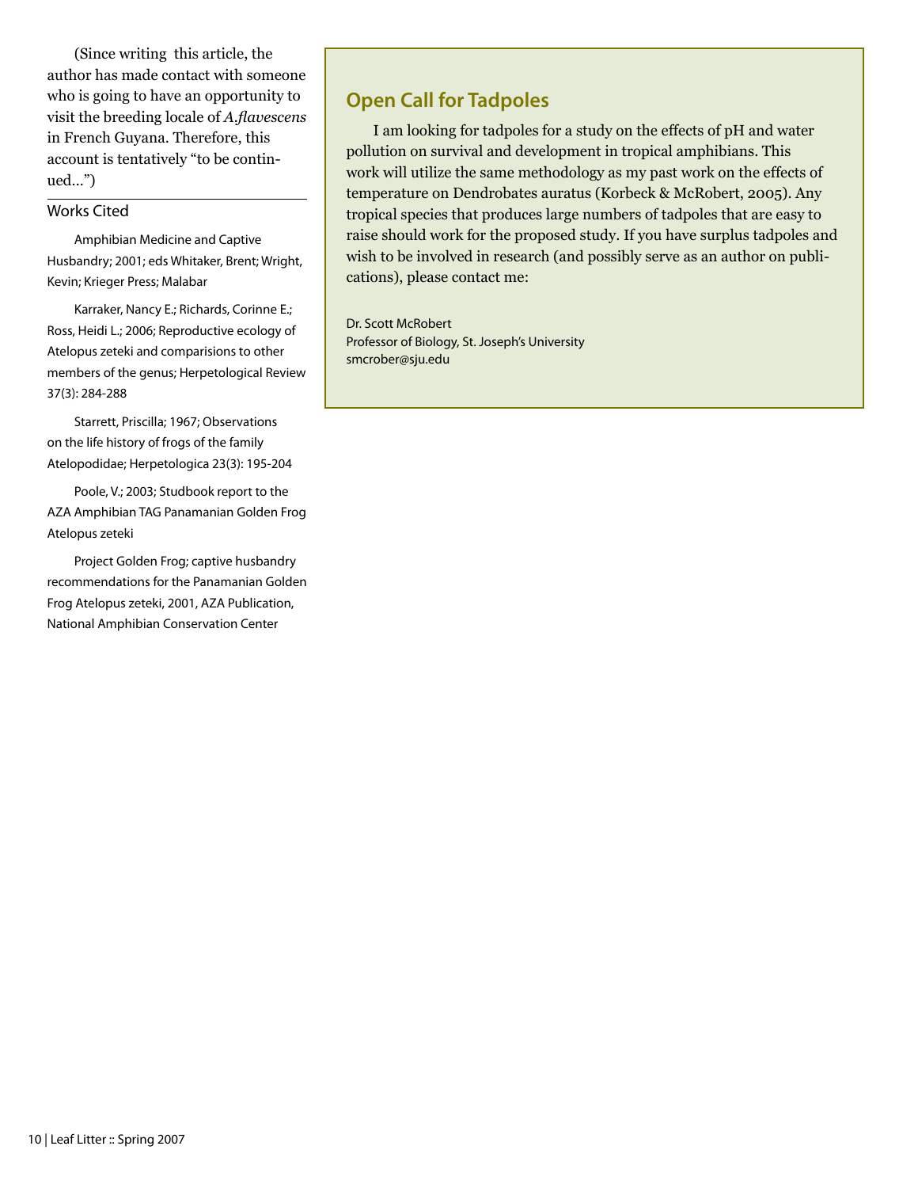(Since writing this article, the author has made contact with someone who is going to have an opportunity to visit the breeding locale of *A.flavescens* in French Guyana. Therefore, this account is tentatively "to be continued...")

### Works Cited

Amphibian Medicine and Captive Husbandry; 2001; eds Whitaker, Brent; Wright, Kevin; Krieger Press; Malabar

Karraker, Nancy E.; Richards, Corinne E.; Ross, Heidi L.; 2006; Reproductive ecology of Atelopus zeteki and comparisions to other members of the genus; Herpetological Review 37(3): 284-288

Starrett, Priscilla; 1967; Observations on the life history of frogs of the family Atelopodidae; Herpetologica 23(3): 195-204

Poole, V.; 2003; Studbook report to the AZA Amphibian TAG Panamanian Golden Frog Atelopus zeteki

Project Golden Frog; captive husbandry recommendations for the Panamanian Golden Frog Atelopus zeteki, 2001, AZA Publication, National Amphibian Conservation Center

## Open Call for Tadpoles

I am looking for tadpoles for a study on the effects of pH and water pollution on survival and development in tropical amphibians. This work will utilize the same methodology as my past work on the effects of temperature on Dendrobates auratus (Korbeck & McRobert, 2005). Any tropical species that produces large numbers of tadpoles that are easy to raise should work for the proposed study. If you have surplus tadpoles and wish to be involved in research (and possibly serve as an author on publications), please contact me:

Dr. Scott McRobert
Professor of Biology, St. Joseph's University
smcrober@sju.edu